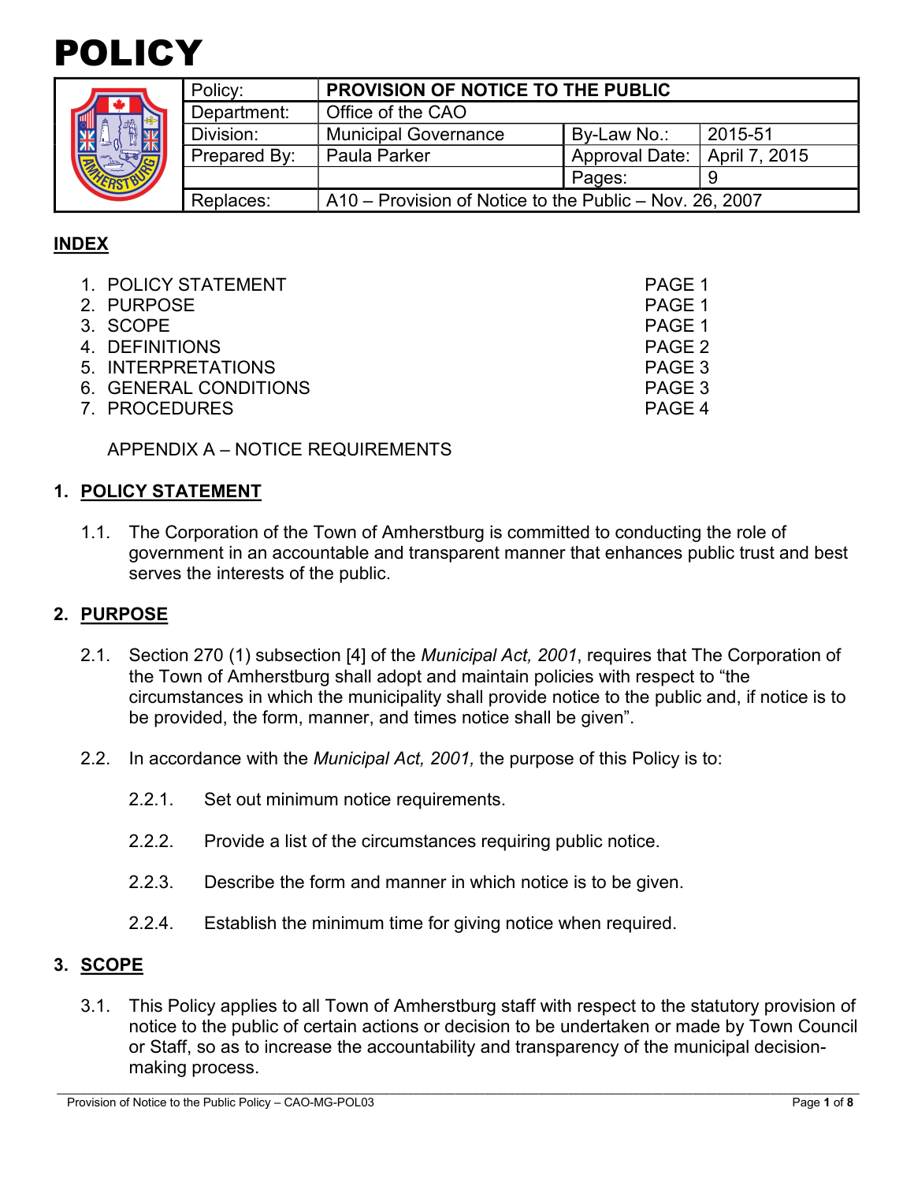# POLICY

| | Policy: | PROVISION OF NOTICE TO THE PUBLIC | | |
|---|---|---|---|---|
| | Department: | Office of the CAO | | |
| | Division: | Municipal Governance | By-Law No.: | 2015-51 |
| | Prepared By: | Paula Parker | Approval Date: | April 7, 2015 |
| | | | Pages: | 9 |
| | Replaces: | A10 – Provision of Notice to the Public – Nov. 26, 2007 | | |

## INDEX

1. POLICY STATEMENT PAGE 1
2. PURPOSE PAGE 1
3. SCOPE PAGE 1
4. DEFINITIONS PAGE 2
5. INTERPRETATIONS PAGE 3
6. GENERAL CONDITIONS PAGE 3
7. PROCEDURES PAGE 4

APPENDIX A – NOTICE REQUIREMENTS

## 1. POLICY STATEMENT

1.1. The Corporation of the Town of Amherstburg is committed to conducting the role of government in an accountable and transparent manner that enhances public trust and best serves the interests of the public.

## 2. PURPOSE

2.1. Section 270 (1) subsection [4] of the *Municipal Act, 2001*, requires that The Corporation of the Town of Amherstburg shall adopt and maintain policies with respect to "the circumstances in which the municipality shall provide notice to the public and, if notice is to be provided, the form, manner, and times notice shall be given".

2.2. In accordance with the *Municipal Act, 2001,* the purpose of this Policy is to:

2.2.1. Set out minimum notice requirements.

2.2.2. Provide a list of the circumstances requiring public notice.

2.2.3. Describe the form and manner in which notice is to be given.

2.2.4. Establish the minimum time for giving notice when required.

## 3. SCOPE

3.1. This Policy applies to all Town of Amherstburg staff with respect to the statutory provision of notice to the public of certain actions or decision to be undertaken or made by Town Council or Staff, so as to increase the accountability and transparency of the municipal decision-making process.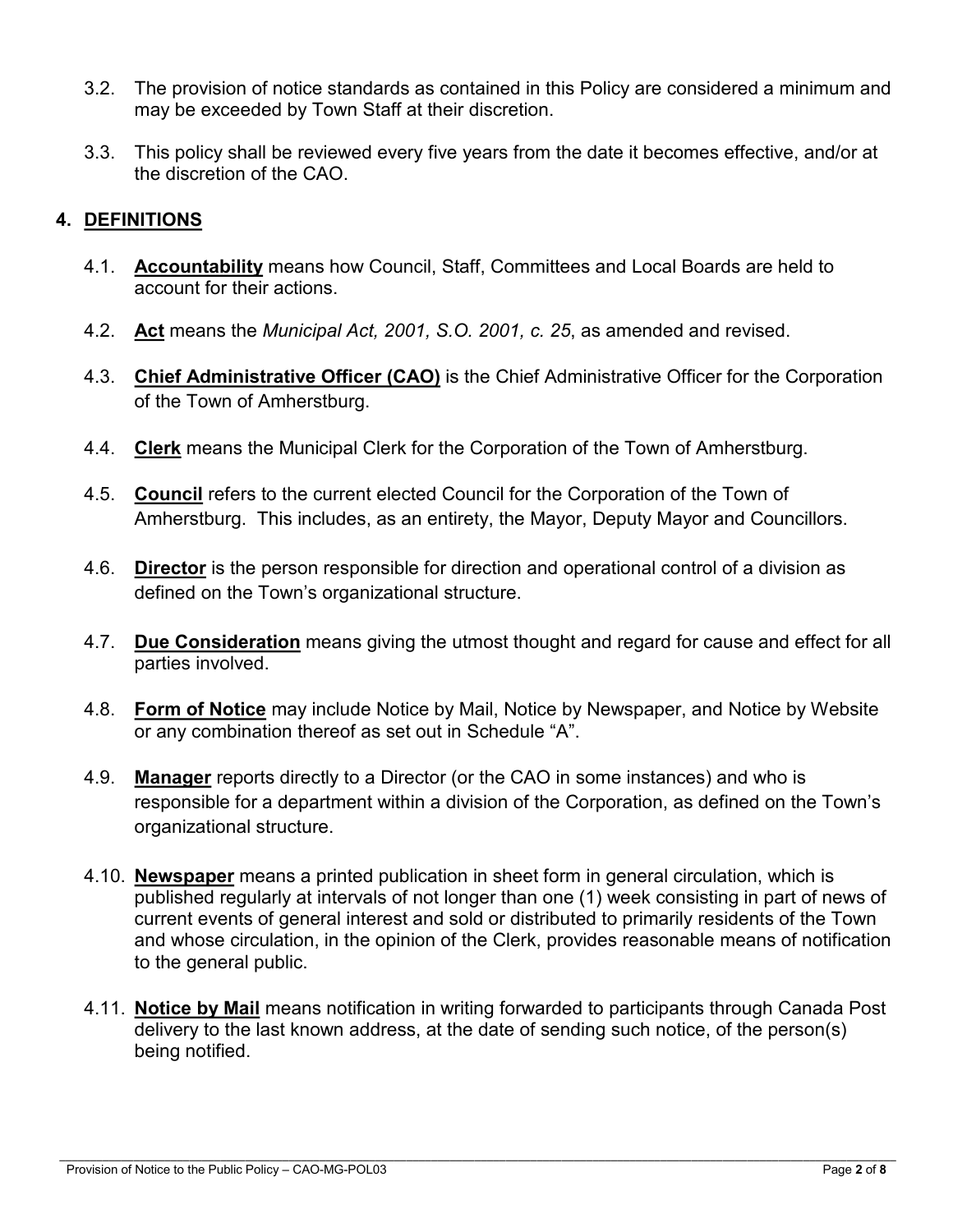3.2. The provision of notice standards as contained in this Policy are considered a minimum and may be exceeded by Town Staff at their discretion.

3.3. This policy shall be reviewed every five years from the date it becomes effective, and/or at the discretion of the CAO.

## 4. DEFINITIONS

4.1. **Accountability** means how Council, Staff, Committees and Local Boards are held to account for their actions.

4.2. **Act** means the *Municipal Act, 2001, S.O. 2001, c. 25*, as amended and revised.

4.3. **Chief Administrative Officer (CAO)** is the Chief Administrative Officer for the Corporation of the Town of Amherstburg.

4.4. **Clerk** means the Municipal Clerk for the Corporation of the Town of Amherstburg.

4.5. **Council** refers to the current elected Council for the Corporation of the Town of Amherstburg. This includes, as an entirety, the Mayor, Deputy Mayor and Councillors.

4.6. **Director** is the person responsible for direction and operational control of a division as defined on the Town's organizational structure.

4.7. **Due Consideration** means giving the utmost thought and regard for cause and effect for all parties involved.

4.8. **Form of Notice** may include Notice by Mail, Notice by Newspaper, and Notice by Website or any combination thereof as set out in Schedule "A".

4.9. **Manager** reports directly to a Director (or the CAO in some instances) and who is responsible for a department within a division of the Corporation, as defined on the Town's organizational structure.

4.10. **Newspaper** means a printed publication in sheet form in general circulation, which is published regularly at intervals of not longer than one (1) week consisting in part of news of current events of general interest and sold or distributed to primarily residents of the Town and whose circulation, in the opinion of the Clerk, provides reasonable means of notification to the general public.

4.11. **Notice by Mail** means notification in writing forwarded to participants through Canada Post delivery to the last known address, at the date of sending such notice, of the person(s) being notified.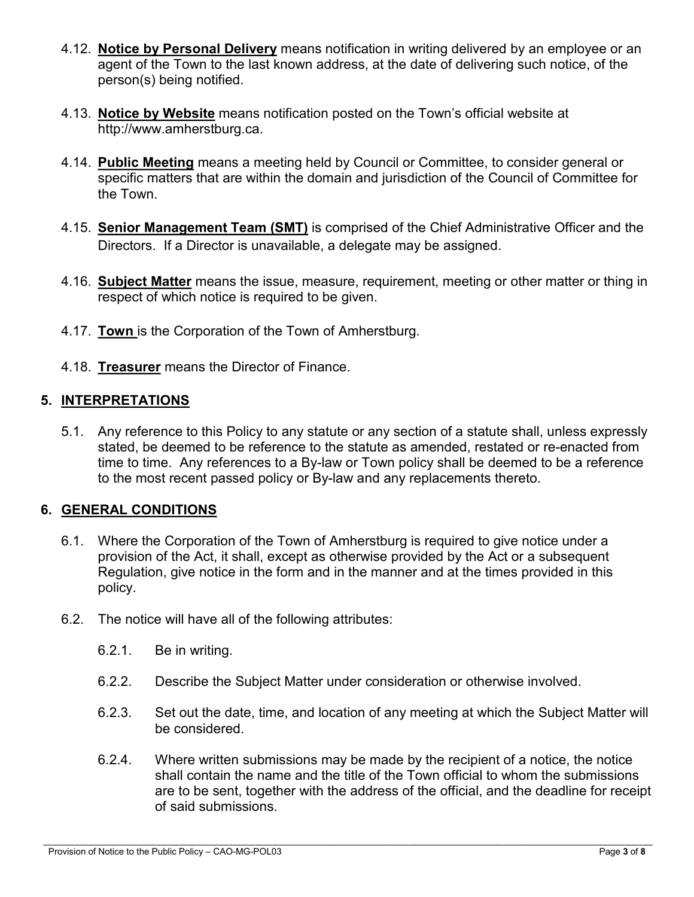4.12. **Notice by Personal Delivery** means notification in writing delivered by an employee or an agent of the Town to the last known address, at the date of delivering such notice, of the person(s) being notified.

4.13. **Notice by Website** means notification posted on the Town's official website at http://www.amherstburg.ca.

4.14. **Public Meeting** means a meeting held by Council or Committee, to consider general or specific matters that are within the domain and jurisdiction of the Council of Committee for the Town.

4.15. **Senior Management Team (SMT)** is comprised of the Chief Administrative Officer and the Directors. If a Director is unavailable, a delegate may be assigned.

4.16. **Subject Matter** means the issue, measure, requirement, meeting or other matter or thing in respect of which notice is required to be given.

4.17. **Town** is the Corporation of the Town of Amherstburg.

4.18. **Treasurer** means the Director of Finance.

## 5. INTERPRETATIONS

5.1. Any reference to this Policy to any statute or any section of a statute shall, unless expressly stated, be deemed to be reference to the statute as amended, restated or re-enacted from time to time. Any references to a By-law or Town policy shall be deemed to be a reference to the most recent passed policy or By-law and any replacements thereto.

## 6. GENERAL CONDITIONS

6.1. Where the Corporation of the Town of Amherstburg is required to give notice under a provision of the Act, it shall, except as otherwise provided by the Act or a subsequent Regulation, give notice in the form and in the manner and at the times provided in this policy.

6.2. The notice will have all of the following attributes:

6.2.1. Be in writing.

6.2.2. Describe the Subject Matter under consideration or otherwise involved.

6.2.3. Set out the date, time, and location of any meeting at which the Subject Matter will be considered.

6.2.4. Where written submissions may be made by the recipient of a notice, the notice shall contain the name and the title of the Town official to whom the submissions are to be sent, together with the address of the official, and the deadline for receipt of said submissions.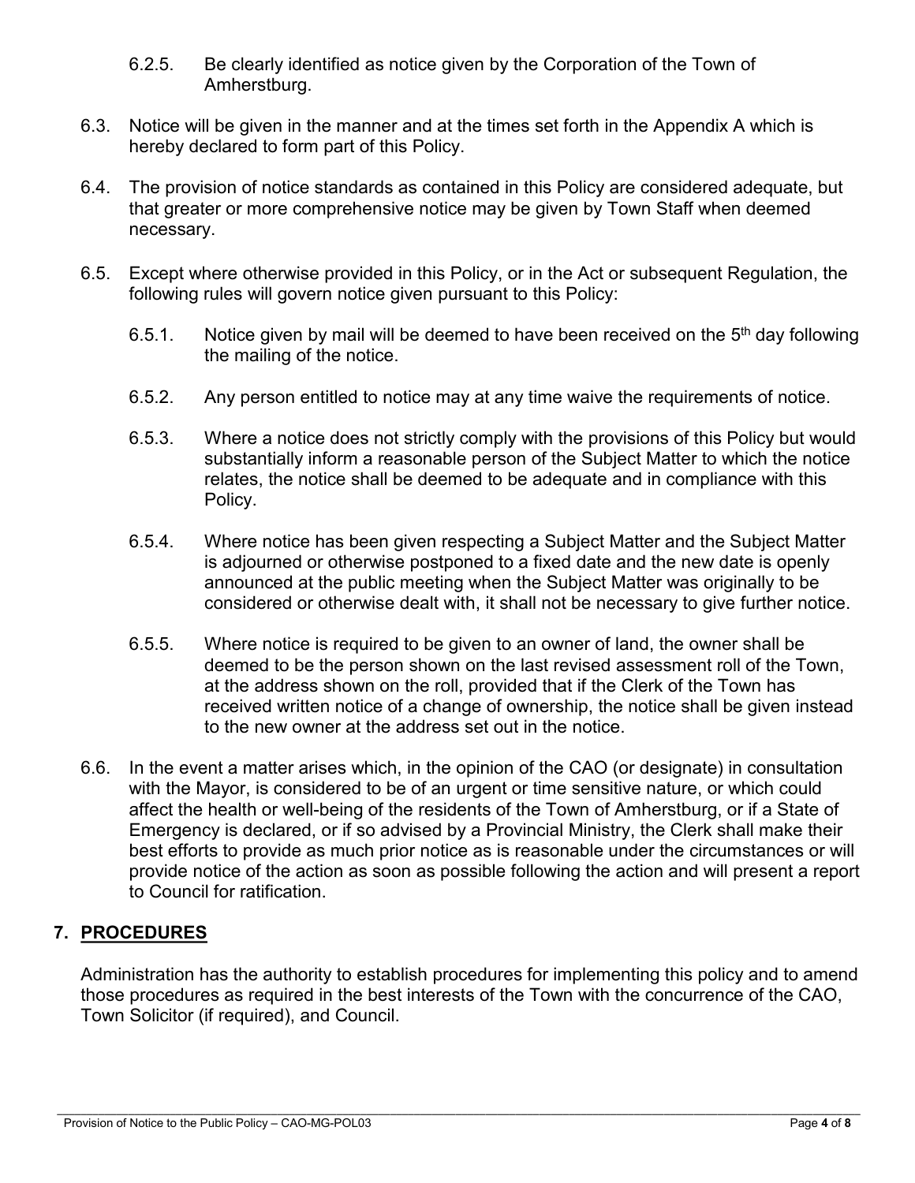6.2.5. Be clearly identified as notice given by the Corporation of the Town of Amherstburg.

6.3. Notice will be given in the manner and at the times set forth in the Appendix A which is hereby declared to form part of this Policy.

6.4. The provision of notice standards as contained in this Policy are considered adequate, but that greater or more comprehensive notice may be given by Town Staff when deemed necessary.

6.5. Except where otherwise provided in this Policy, or in the Act or subsequent Regulation, the following rules will govern notice given pursuant to this Policy:

6.5.1. Notice given by mail will be deemed to have been received on the 5th day following the mailing of the notice.

6.5.2. Any person entitled to notice may at any time waive the requirements of notice.

6.5.3. Where a notice does not strictly comply with the provisions of this Policy but would substantially inform a reasonable person of the Subject Matter to which the notice relates, the notice shall be deemed to be adequate and in compliance with this Policy.

6.5.4. Where notice has been given respecting a Subject Matter and the Subject Matter is adjourned or otherwise postponed to a fixed date and the new date is openly announced at the public meeting when the Subject Matter was originally to be considered or otherwise dealt with, it shall not be necessary to give further notice.

6.5.5. Where notice is required to be given to an owner of land, the owner shall be deemed to be the person shown on the last revised assessment roll of the Town, at the address shown on the roll, provided that if the Clerk of the Town has received written notice of a change of ownership, the notice shall be given instead to the new owner at the address set out in the notice.

6.6. In the event a matter arises which, in the opinion of the CAO (or designate) in consultation with the Mayor, is considered to be of an urgent or time sensitive nature, or which could affect the health or well-being of the residents of the Town of Amherstburg, or if a State of Emergency is declared, or if so advised by a Provincial Ministry, the Clerk shall make their best efforts to provide as much prior notice as is reasonable under the circumstances or will provide notice of the action as soon as possible following the action and will present a report to Council for ratification.

## 7. PROCEDURES

Administration has the authority to establish procedures for implementing this policy and to amend those procedures as required in the best interests of the Town with the concurrence of the CAO, Town Solicitor (if required), and Council.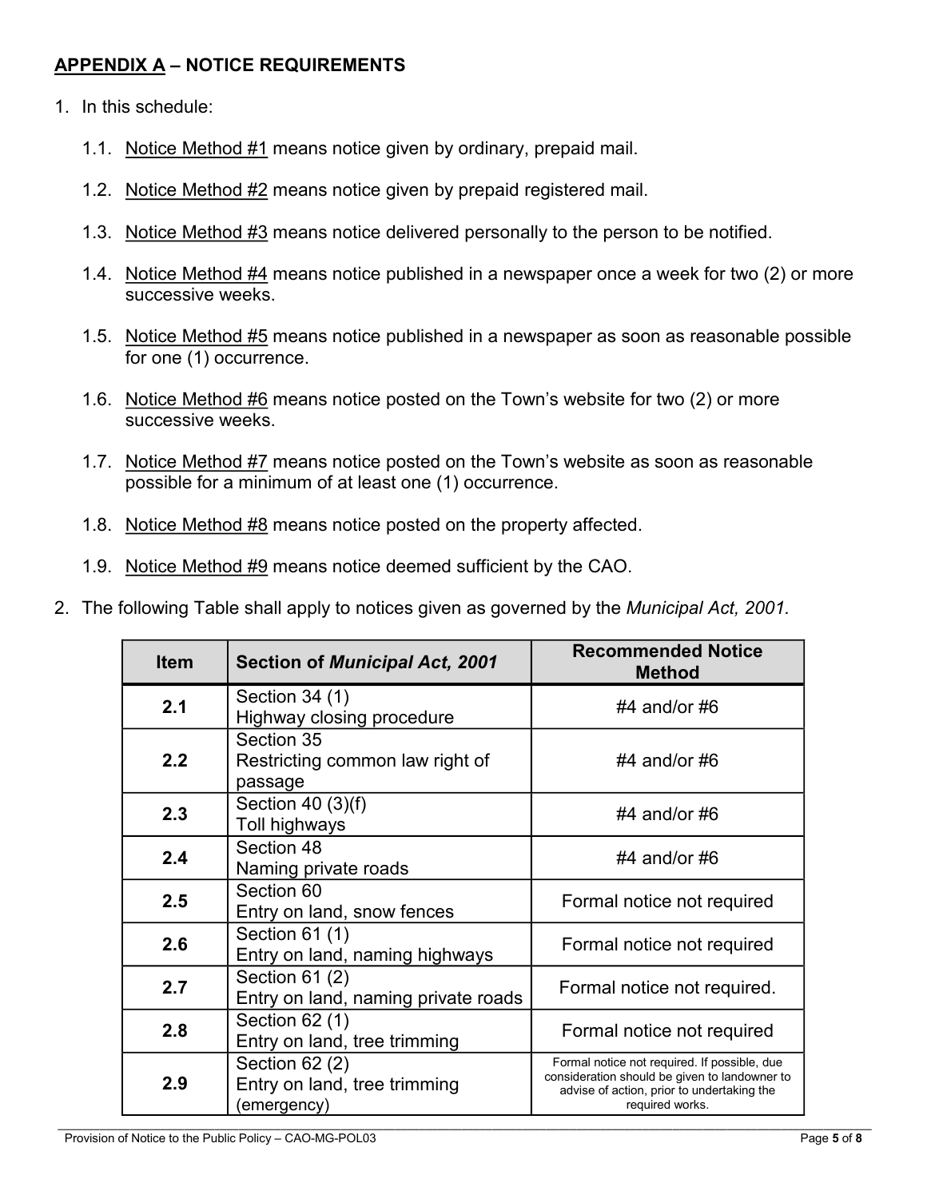## APPENDIX A – NOTICE REQUIREMENTS

1. In this schedule:

   1.1. Notice Method #1 means notice given by ordinary, prepaid mail.

   1.2. Notice Method #2 means notice given by prepaid registered mail.

   1.3. Notice Method #3 means notice delivered personally to the person to be notified.

   1.4. Notice Method #4 means notice published in a newspaper once a week for two (2) or more successive weeks.

   1.5. Notice Method #5 means notice published in a newspaper as soon as reasonable possible for one (1) occurrence.

   1.6. Notice Method #6 means notice posted on the Town's website for two (2) or more successive weeks.

   1.7. Notice Method #7 means notice posted on the Town's website as soon as reasonable possible for a minimum of at least one (1) occurrence.

   1.8. Notice Method #8 means notice posted on the property affected.

   1.9. Notice Method #9 means notice deemed sufficient by the CAO.

2. The following Table shall apply to notices given as governed by the *Municipal Act, 2001.*

| Item | Section of *Municipal Act, 2001* | Recommended Notice Method |
|---|---|---|
| **2.1** | Section 34 (1)<br>Highway closing procedure | #4 and/or #6 |
| **2.2** | Section 35<br>Restricting common law right of passage | #4 and/or #6 |
| **2.3** | Section 40 (3)(f)<br>Toll highways | #4 and/or #6 |
| **2.4** | Section 48<br>Naming private roads | #4 and/or #6 |
| **2.5** | Section 60<br>Entry on land, snow fences | Formal notice not required |
| **2.6** | Section 61 (1)<br>Entry on land, naming highways | Formal notice not required |
| **2.7** | Section 61 (2)<br>Entry on land, naming private roads | Formal notice not required. |
| **2.8** | Section 62 (1)<br>Entry on land, tree trimming | Formal notice not required |
| **2.9** | Section 62 (2)<br>Entry on land, tree trimming (emergency) | Formal notice not required. If possible, due consideration should be given to landowner to advise of action, prior to undertaking the required works. |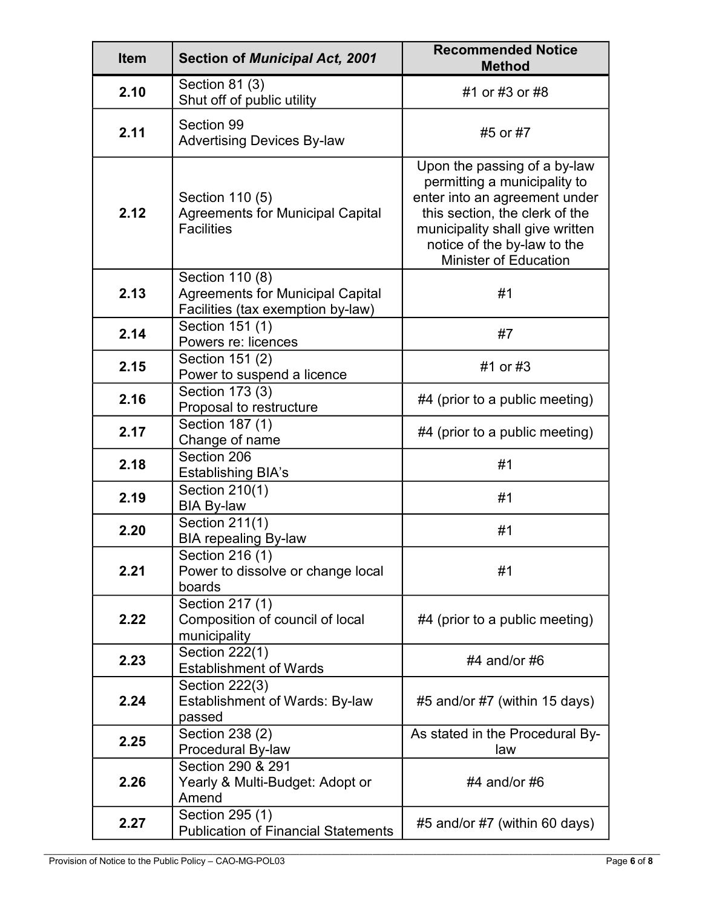| Item | Section of *Municipal Act, 2001* | Recommended Notice Method |
|---|---|---|
| **2.10** | Section 81 (3)<br>Shut off of public utility | #1 or #3 or #8 |
| **2.11** | Section 99<br>Advertising Devices By-law | #5 or #7 |
| **2.12** | Section 110 (5)<br>Agreements for Municipal Capital Facilities | Upon the passing of a by-law permitting a municipality to enter into an agreement under this section, the clerk of the municipality shall give written notice of the by-law to the Minister of Education |
| **2.13** | Section 110 (8)<br>Agreements for Municipal Capital Facilities (tax exemption by-law) | #1 |
| **2.14** | Section 151 (1)<br>Powers re: licences | #7 |
| **2.15** | Section 151 (2)<br>Power to suspend a licence | #1 or #3 |
| **2.16** | Section 173 (3)<br>Proposal to restructure | #4 (prior to a public meeting) |
| **2.17** | Section 187 (1)<br>Change of name | #4 (prior to a public meeting) |
| **2.18** | Section 206<br>Establishing BIA's | #1 |
| **2.19** | Section 210(1)<br>BIA By-law | #1 |
| **2.20** | Section 211(1)<br>BIA repealing By-law | #1 |
| **2.21** | Section 216 (1)<br>Power to dissolve or change local boards | #1 |
| **2.22** | Section 217 (1)<br>Composition of council of local municipality | #4 (prior to a public meeting) |
| **2.23** | Section 222(1)<br>Establishment of Wards | #4 and/or #6 |
| **2.24** | Section 222(3)<br>Establishment of Wards: By-law passed | #5 and/or #7 (within 15 days) |
| **2.25** | Section 238 (2)<br>Procedural By-law | As stated in the Procedural By-law |
| **2.26** | Section 290 & 291<br>Yearly & Multi-Budget: Adopt or Amend | #4 and/or #6 |
| **2.27** | Section 295 (1)<br>Publication of Financial Statements | #5 and/or #7 (within 60 days) |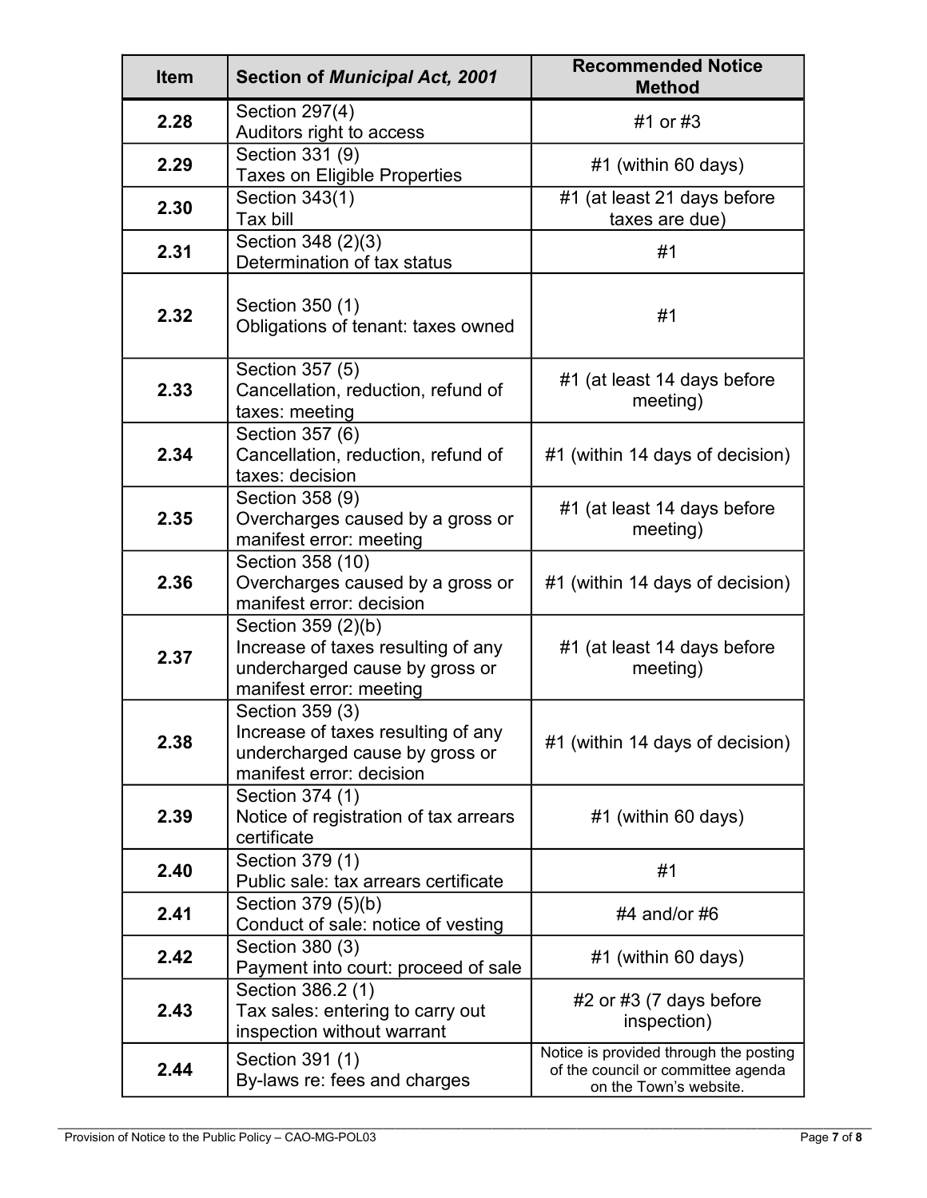| Item | Section of *Municipal Act, 2001* | Recommended Notice Method |
|---|---|---|
| **2.28** | Section 297(4) Auditors right to access | #1 or #3 |
| **2.29** | Section 331 (9) Taxes on Eligible Properties | #1 (within 60 days) |
| **2.30** | Section 343(1) Tax bill | #1 (at least 21 days before taxes are due) |
| **2.31** | Section 348 (2)(3) Determination of tax status | #1 |
| **2.32** | Section 350 (1) Obligations of tenant: taxes owned | #1 |
| **2.33** | Section 357 (5) Cancellation, reduction, refund of taxes: meeting | #1 (at least 14 days before meeting) |
| **2.34** | Section 357 (6) Cancellation, reduction, refund of taxes: decision | #1 (within 14 days of decision) |
| **2.35** | Section 358 (9) Overcharges caused by a gross or manifest error: meeting | #1 (at least 14 days before meeting) |
| **2.36** | Section 358 (10) Overcharges caused by a gross or manifest error: decision | #1 (within 14 days of decision) |
| **2.37** | Section 359 (2)(b) Increase of taxes resulting of any undercharged cause by gross or manifest error: meeting | #1 (at least 14 days before meeting) |
| **2.38** | Section 359 (3) Increase of taxes resulting of any undercharged cause by gross or manifest error: decision | #1 (within 14 days of decision) |
| **2.39** | Section 374 (1) Notice of registration of tax arrears certificate | #1 (within 60 days) |
| **2.40** | Section 379 (1) Public sale: tax arrears certificate | #1 |
| **2.41** | Section 379 (5)(b) Conduct of sale: notice of vesting | #4 and/or #6 |
| **2.42** | Section 380 (3) Payment into court: proceed of sale | #1 (within 60 days) |
| **2.43** | Section 386.2 (1) Tax sales: entering to carry out inspection without warrant | #2 or #3 (7 days before inspection) |
| **2.44** | Section 391 (1) By-laws re: fees and charges | Notice is provided through the posting of the council or committee agenda on the Town's website. |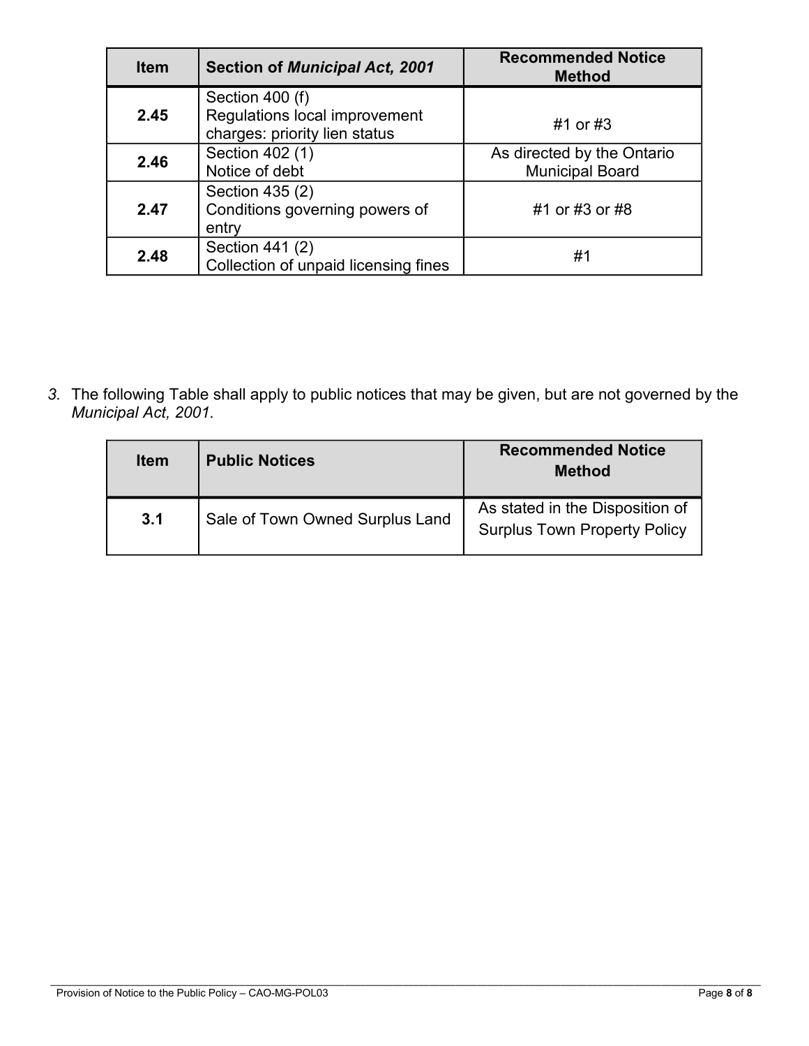| Item | Section of *Municipal Act, 2001* | Recommended Notice Method |
|---|---|---|
| **2.45** | Section 400 (f) Regulations local improvement charges: priority lien status | #1 or #3 |
| **2.46** | Section 402 (1) Notice of debt | As directed by the Ontario Municipal Board |
| **2.47** | Section 435 (2) Conditions governing powers of entry | #1 or #3 or #8 |
| **2.48** | Section 441 (2) Collection of unpaid licensing fines | #1 |

*3.* The following Table shall apply to public notices that may be given, but are not governed by the *Municipal Act, 2001.*

| Item | Public Notices | Recommended Notice Method |
|---|---|---|
| **3.1** | Sale of Town Owned Surplus Land | As stated in the Disposition of Surplus Town Property Policy |